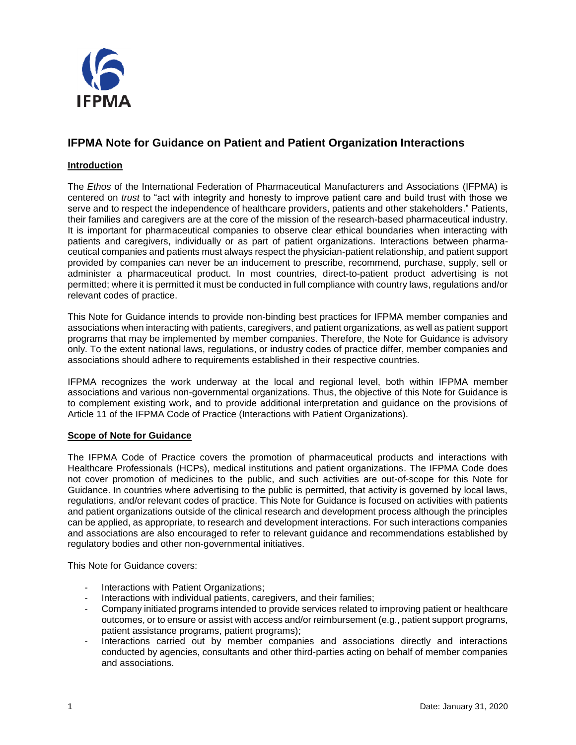# IFPMA Note for Guidance on Patient and Patient Organization Interactions

## Introduction

The *Ethos* of the International Federation of Pharmaceutical Manufacturers and Associations (IFPMA) is centered on *trust* to "act with integrity and honesty to improve patient care and build trust with those we serve and to respect the independence of healthcare providers, patients and other stakeholders." Patients, their families and caregivers are at the core of the mission of the research-based pharmaceutical industry. It is important for pharmaceutical companies to observe clear ethical boundaries when interacting with patients and caregivers, individually or as part of patient organizations. Interactions between pharmaceutical companies and patients must always respect the physician-patient relationship, and patient support provided by companies can never be an inducement to prescribe, recommend, purchase, supply, sell or administer a pharmaceutical product. In most countries, direct-to-patient product advertising is not permitted; where it is permitted it must be conducted in full compliance with country laws, regulations and/or relevant codes of practice.

This Note for Guidance intends to provide non-binding best practices for IFPMA member companies and associations when interacting with patients, caregivers, and patient organizations, as well as patient support programs that may be implemented by member companies. Therefore, the Note for Guidance is advisory only. To the extent national laws, regulations, or industry codes of practice differ, member companies and associations should adhere to requirements established in their respective countries.

IFPMA recognizes the work underway at the local and regional level, both within IFPMA member associations and various non-governmental organizations. Thus, the objective of this Note for Guidance is to complement existing work, and to provide additional interpretation and guidance on the provisions of Article 11 of the IFPMA Code of Practice (Interactions with Patient Organizations).

## Scope of Note for Guidance

The IFPMA Code of Practice covers the promotion of pharmaceutical products and interactions with Healthcare Professionals (HCPs), medical institutions and patient organizations. The IFPMA Code does not cover promotion of medicines to the public, and such activities are out-of-scope for this Note for Guidance. In countries where advertising to the public is permitted, that activity is governed by local laws, regulations, and/or relevant codes of practice. This Note for Guidance is focused on activities with patients and patient organizations outside of the clinical research and development process although the principles can be applied, as appropriate, to research and development interactions. For such interactions companies and associations are also encouraged to refer to relevant guidance and recommendations established by regulatory bodies and other non-governmental initiatives.

This Note for Guidance covers:

- Interactions with Patient Organizations;
- Interactions with individual patients, caregivers, and their families;
- Company initiated programs intended to provide services related to improving patient or healthcare outcomes, or to ensure or assist with access and/or reimbursement (e.g., patient support programs, patient assistance programs, patient programs);
- Interactions carried out by member companies and associations directly and interactions conducted by agencies, consultants and other third-parties acting on behalf of member companies and associations.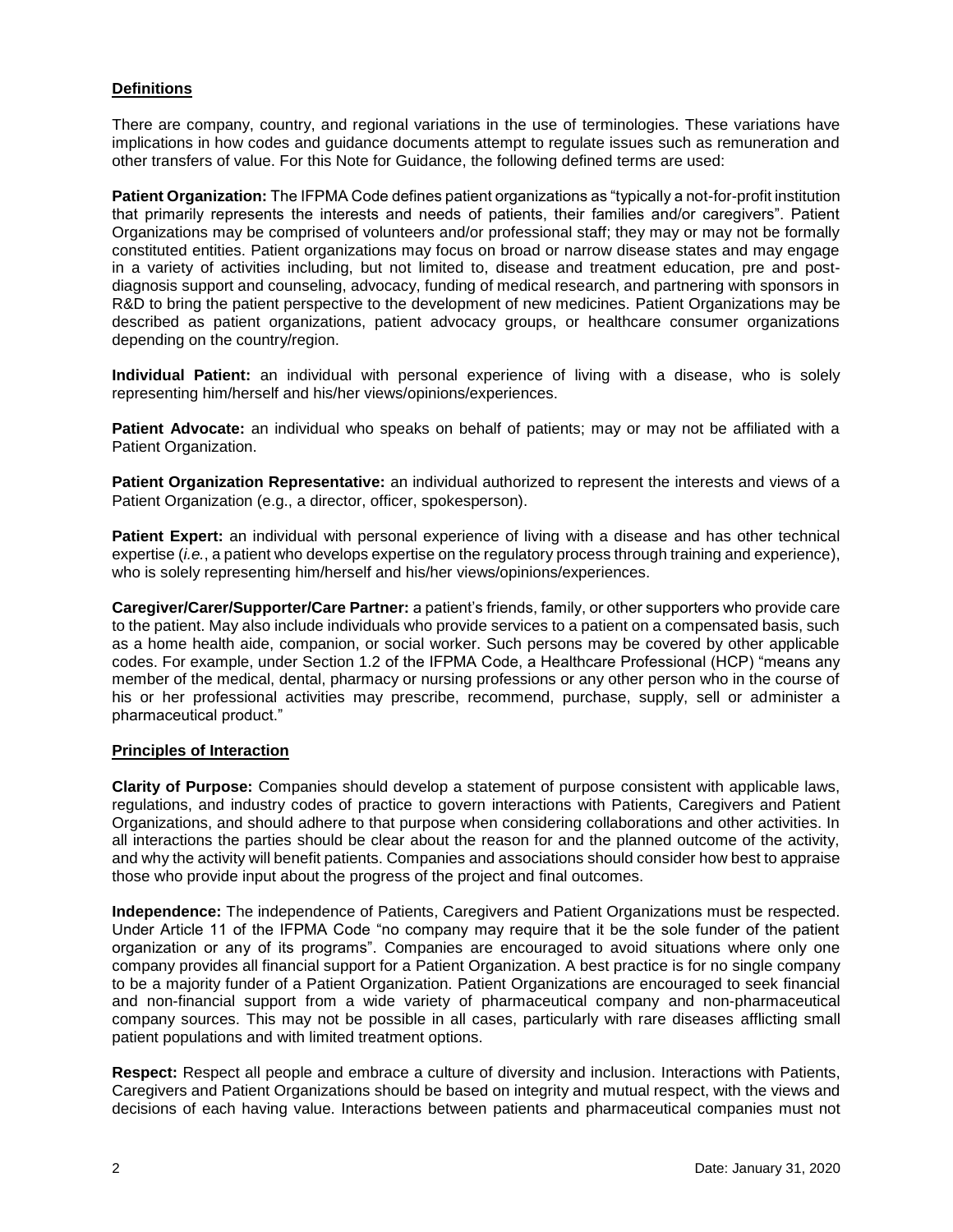## Definitions

There are company, country, and regional variations in the use of terminologies. These variations have implications in how codes and guidance documents attempt to regulate issues such as remuneration and other transfers of value. For this Note for Guidance, the following defined terms are used:

**Patient Organization:** The IFPMA Code defines patient organizations as "typically a not-for-profit institution that primarily represents the interests and needs of patients, their families and/or caregivers". Patient Organizations may be comprised of volunteers and/or professional staff; they may or may not be formally constituted entities. Patient organizations may focus on broad or narrow disease states and may engage in a variety of activities including, but not limited to, disease and treatment education, pre and post-diagnosis support and counseling, advocacy, funding of medical research, and partnering with sponsors in R&D to bring the patient perspective to the development of new medicines. Patient Organizations may be described as patient organizations, patient advocacy groups, or healthcare consumer organizations depending on the country/region.

**Individual Patient:** an individual with personal experience of living with a disease, who is solely representing him/herself and his/her views/opinions/experiences.

**Patient Advocate:** an individual who speaks on behalf of patients; may or may not be affiliated with a Patient Organization.

**Patient Organization Representative:** an individual authorized to represent the interests and views of a Patient Organization (e.g., a director, officer, spokesperson).

**Patient Expert:** an individual with personal experience of living with a disease and has other technical expertise (*i.e.*, a patient who develops expertise on the regulatory process through training and experience), who is solely representing him/herself and his/her views/opinions/experiences.

**Caregiver/Carer/Supporter/Care Partner:** a patient's friends, family, or other supporters who provide care to the patient. May also include individuals who provide services to a patient on a compensated basis, such as a home health aide, companion, or social worker. Such persons may be covered by other applicable codes. For example, under Section 1.2 of the IFPMA Code, a Healthcare Professional (HCP) "means any member of the medical, dental, pharmacy or nursing professions or any other person who in the course of his or her professional activities may prescribe, recommend, purchase, supply, sell or administer a pharmaceutical product."

## Principles of Interaction

**Clarity of Purpose:** Companies should develop a statement of purpose consistent with applicable laws, regulations, and industry codes of practice to govern interactions with Patients, Caregivers and Patient Organizations, and should adhere to that purpose when considering collaborations and other activities. In all interactions the parties should be clear about the reason for and the planned outcome of the activity, and why the activity will benefit patients. Companies and associations should consider how best to appraise those who provide input about the progress of the project and final outcomes.

**Independence:** The independence of Patients, Caregivers and Patient Organizations must be respected. Under Article 11 of the IFPMA Code "no company may require that it be the sole funder of the patient organization or any of its programs". Companies are encouraged to avoid situations where only one company provides all financial support for a Patient Organization. A best practice is for no single company to be a majority funder of a Patient Organization. Patient Organizations are encouraged to seek financial and non-financial support from a wide variety of pharmaceutical company and non-pharmaceutical company sources. This may not be possible in all cases, particularly with rare diseases afflicting small patient populations and with limited treatment options.

**Respect:** Respect all people and embrace a culture of diversity and inclusion. Interactions with Patients, Caregivers and Patient Organizations should be based on integrity and mutual respect, with the views and decisions of each having value. Interactions between patients and pharmaceutical companies must not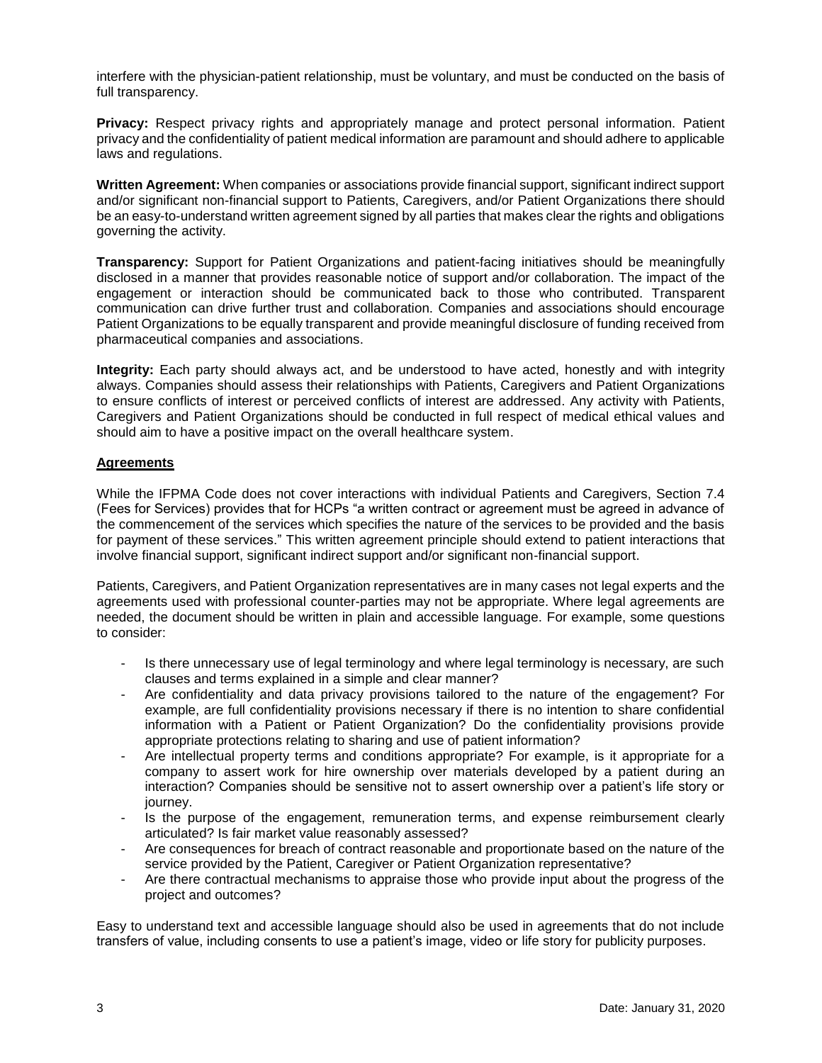interfere with the physician-patient relationship, must be voluntary, and must be conducted on the basis of full transparency.

**Privacy:** Respect privacy rights and appropriately manage and protect personal information. Patient privacy and the confidentiality of patient medical information are paramount and should adhere to applicable laws and regulations.

**Written Agreement:** When companies or associations provide financial support, significant indirect support and/or significant non-financial support to Patients, Caregivers, and/or Patient Organizations there should be an easy-to-understand written agreement signed by all parties that makes clear the rights and obligations governing the activity.

**Transparency:** Support for Patient Organizations and patient-facing initiatives should be meaningfully disclosed in a manner that provides reasonable notice of support and/or collaboration. The impact of the engagement or interaction should be communicated back to those who contributed. Transparent communication can drive further trust and collaboration. Companies and associations should encourage Patient Organizations to be equally transparent and provide meaningful disclosure of funding received from pharmaceutical companies and associations.

**Integrity:** Each party should always act, and be understood to have acted, honestly and with integrity always. Companies should assess their relationships with Patients, Caregivers and Patient Organizations to ensure conflicts of interest or perceived conflicts of interest are addressed. Any activity with Patients, Caregivers and Patient Organizations should be conducted in full respect of medical ethical values and should aim to have a positive impact on the overall healthcare system.

## Agreements

While the IFPMA Code does not cover interactions with individual Patients and Caregivers, Section 7.4 (Fees for Services) provides that for HCPs "a written contract or agreement must be agreed in advance of the commencement of the services which specifies the nature of the services to be provided and the basis for payment of these services." This written agreement principle should extend to patient interactions that involve financial support, significant indirect support and/or significant non-financial support.

Patients, Caregivers, and Patient Organization representatives are in many cases not legal experts and the agreements used with professional counter-parties may not be appropriate. Where legal agreements are needed, the document should be written in plain and accessible language. For example, some questions to consider:

- Is there unnecessary use of legal terminology and where legal terminology is necessary, are such clauses and terms explained in a simple and clear manner?
- Are confidentiality and data privacy provisions tailored to the nature of the engagement? For example, are full confidentiality provisions necessary if there is no intention to share confidential information with a Patient or Patient Organization? Do the confidentiality provisions provide appropriate protections relating to sharing and use of patient information?
- Are intellectual property terms and conditions appropriate? For example, is it appropriate for a company to assert work for hire ownership over materials developed by a patient during an interaction? Companies should be sensitive not to assert ownership over a patient's life story or journey.
- Is the purpose of the engagement, remuneration terms, and expense reimbursement clearly articulated? Is fair market value reasonably assessed?
- Are consequences for breach of contract reasonable and proportionate based on the nature of the service provided by the Patient, Caregiver or Patient Organization representative?
- Are there contractual mechanisms to appraise those who provide input about the progress of the project and outcomes?

Easy to understand text and accessible language should also be used in agreements that do not include transfers of value, including consents to use a patient's image, video or life story for publicity purposes.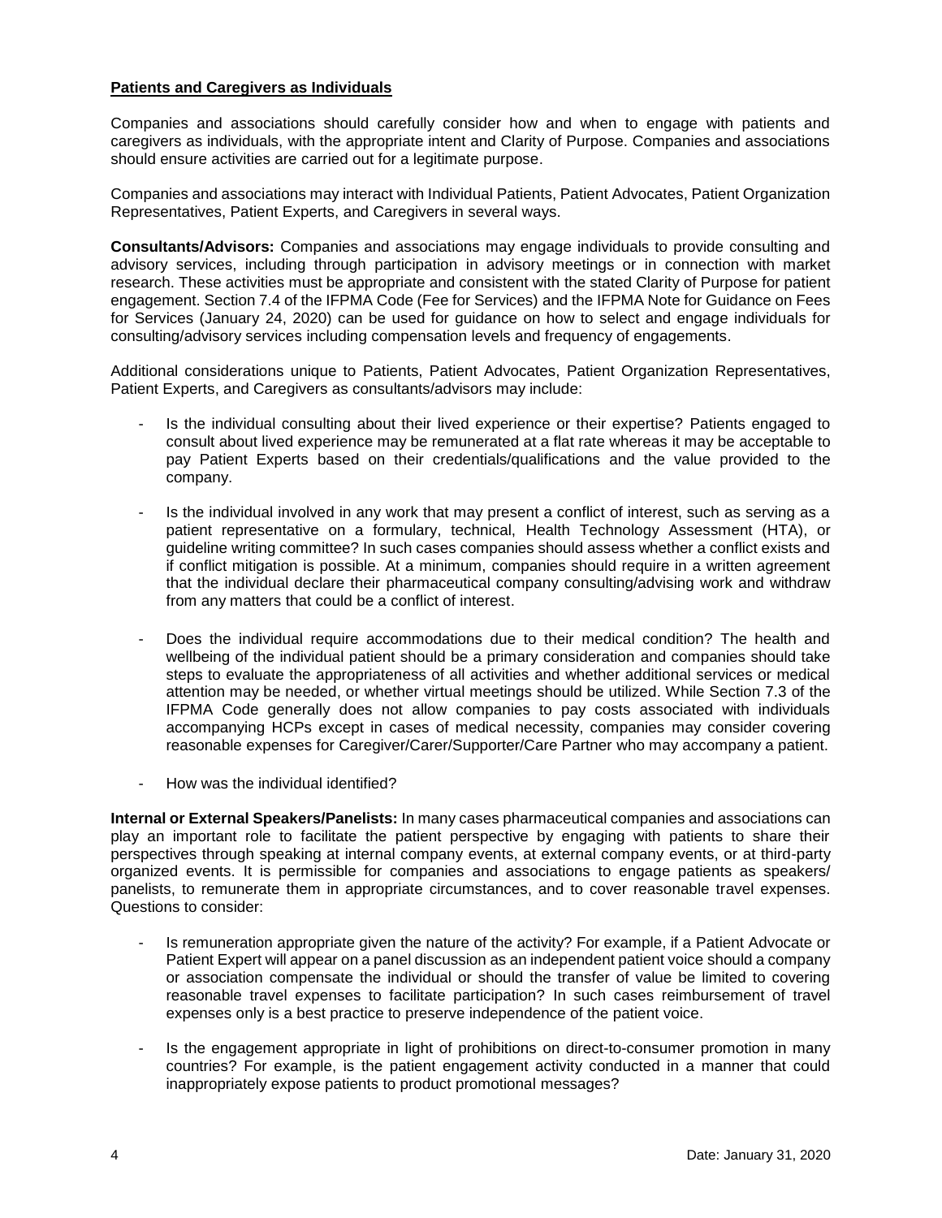## **Patients and Caregivers as Individuals**

Companies and associations should carefully consider how and when to engage with patients and caregivers as individuals, with the appropriate intent and Clarity of Purpose. Companies and associations should ensure activities are carried out for a legitimate purpose.

Companies and associations may interact with Individual Patients, Patient Advocates, Patient Organization Representatives, Patient Experts, and Caregivers in several ways.

**Consultants/Advisors:** Companies and associations may engage individuals to provide consulting and advisory services, including through participation in advisory meetings or in connection with market research. These activities must be appropriate and consistent with the stated Clarity of Purpose for patient engagement. Section 7.4 of the IFPMA Code (Fee for Services) and the IFPMA Note for Guidance on Fees for Services (January 24, 2020) can be used for guidance on how to select and engage individuals for consulting/advisory services including compensation levels and frequency of engagements.

Additional considerations unique to Patients, Patient Advocates, Patient Organization Representatives, Patient Experts, and Caregivers as consultants/advisors may include:

- Is the individual consulting about their lived experience or their expertise? Patients engaged to consult about lived experience may be remunerated at a flat rate whereas it may be acceptable to pay Patient Experts based on their credentials/qualifications and the value provided to the company.
- Is the individual involved in any work that may present a conflict of interest, such as serving as a patient representative on a formulary, technical, Health Technology Assessment (HTA), or guideline writing committee? In such cases companies should assess whether a conflict exists and if conflict mitigation is possible. At a minimum, companies should require in a written agreement that the individual declare their pharmaceutical company consulting/advising work and withdraw from any matters that could be a conflict of interest.
- Does the individual require accommodations due to their medical condition? The health and wellbeing of the individual patient should be a primary consideration and companies should take steps to evaluate the appropriateness of all activities and whether additional services or medical attention may be needed, or whether virtual meetings should be utilized. While Section 7.3 of the IFPMA Code generally does not allow companies to pay costs associated with individuals accompanying HCPs except in cases of medical necessity, companies may consider covering reasonable expenses for Caregiver/Carer/Supporter/Care Partner who may accompany a patient.
- How was the individual identified?

**Internal or External Speakers/Panelists:** In many cases pharmaceutical companies and associations can play an important role to facilitate the patient perspective by engaging with patients to share their perspectives through speaking at internal company events, at external company events, or at third-party organized events. It is permissible for companies and associations to engage patients as speakers/ panelists, to remunerate them in appropriate circumstances, and to cover reasonable travel expenses. Questions to consider:

- Is remuneration appropriate given the nature of the activity? For example, if a Patient Advocate or Patient Expert will appear on a panel discussion as an independent patient voice should a company or association compensate the individual or should the transfer of value be limited to covering reasonable travel expenses to facilitate participation? In such cases reimbursement of travel expenses only is a best practice to preserve independence of the patient voice.
- Is the engagement appropriate in light of prohibitions on direct-to-consumer promotion in many countries? For example, is the patient engagement activity conducted in a manner that could inappropriately expose patients to product promotional messages?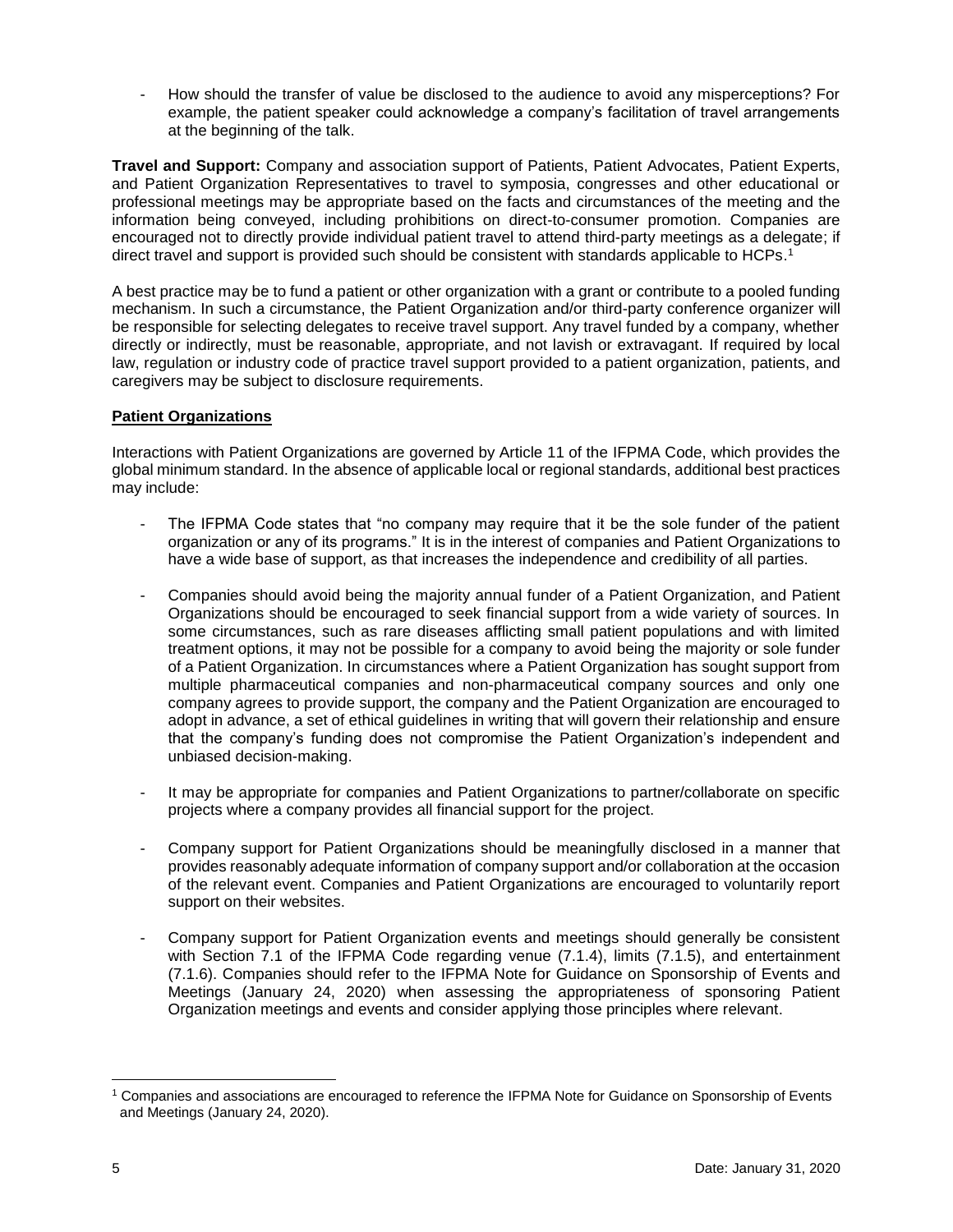- How should the transfer of value be disclosed to the audience to avoid any misperceptions? For example, the patient speaker could acknowledge a company's facilitation of travel arrangements at the beginning of the talk.

**Travel and Support:** Company and association support of Patients, Patient Advocates, Patient Experts, and Patient Organization Representatives to travel to symposia, congresses and other educational or professional meetings may be appropriate based on the facts and circumstances of the meeting and the information being conveyed, including prohibitions on direct-to-consumer promotion. Companies are encouraged not to directly provide individual patient travel to attend third-party meetings as a delegate; if direct travel and support is provided such should be consistent with standards applicable to HCPs.[1]

A best practice may be to fund a patient or other organization with a grant or contribute to a pooled funding mechanism. In such a circumstance, the Patient Organization and/or third-party conference organizer will be responsible for selecting delegates to receive travel support. Any travel funded by a company, whether directly or indirectly, must be reasonable, appropriate, and not lavish or extravagant. If required by local law, regulation or industry code of practice travel support provided to a patient organization, patients, and caregivers may be subject to disclosure requirements.

**Patient Organizations**

Interactions with Patient Organizations are governed by Article 11 of the IFPMA Code, which provides the global minimum standard. In the absence of applicable local or regional standards, additional best practices may include:

- The IFPMA Code states that "no company may require that it be the sole funder of the patient organization or any of its programs." It is in the interest of companies and Patient Organizations to have a wide base of support, as that increases the independence and credibility of all parties.

- Companies should avoid being the majority annual funder of a Patient Organization, and Patient Organizations should be encouraged to seek financial support from a wide variety of sources. In some circumstances, such as rare diseases afflicting small patient populations and with limited treatment options, it may not be possible for a company to avoid being the majority or sole funder of a Patient Organization. In circumstances where a Patient Organization has sought support from multiple pharmaceutical companies and non-pharmaceutical company sources and only one company agrees to provide support, the company and the Patient Organization are encouraged to adopt in advance, a set of ethical guidelines in writing that will govern their relationship and ensure that the company's funding does not compromise the Patient Organization's independent and unbiased decision-making.

- It may be appropriate for companies and Patient Organizations to partner/collaborate on specific projects where a company provides all financial support for the project.

- Company support for Patient Organizations should be meaningfully disclosed in a manner that provides reasonably adequate information of company support and/or collaboration at the occasion of the relevant event. Companies and Patient Organizations are encouraged to voluntarily report support on their websites.

- Company support for Patient Organization events and meetings should generally be consistent with Section 7.1 of the IFPMA Code regarding venue (7.1.4), limits (7.1.5), and entertainment (7.1.6). Companies should refer to the IFPMA Note for Guidance on Sponsorship of Events and Meetings (January 24, 2020) when assessing the appropriateness of sponsoring Patient Organization meetings and events and consider applying those principles where relevant.

[1] Companies and associations are encouraged to reference the IFPMA Note for Guidance on Sponsorship of Events and Meetings (January 24, 2020).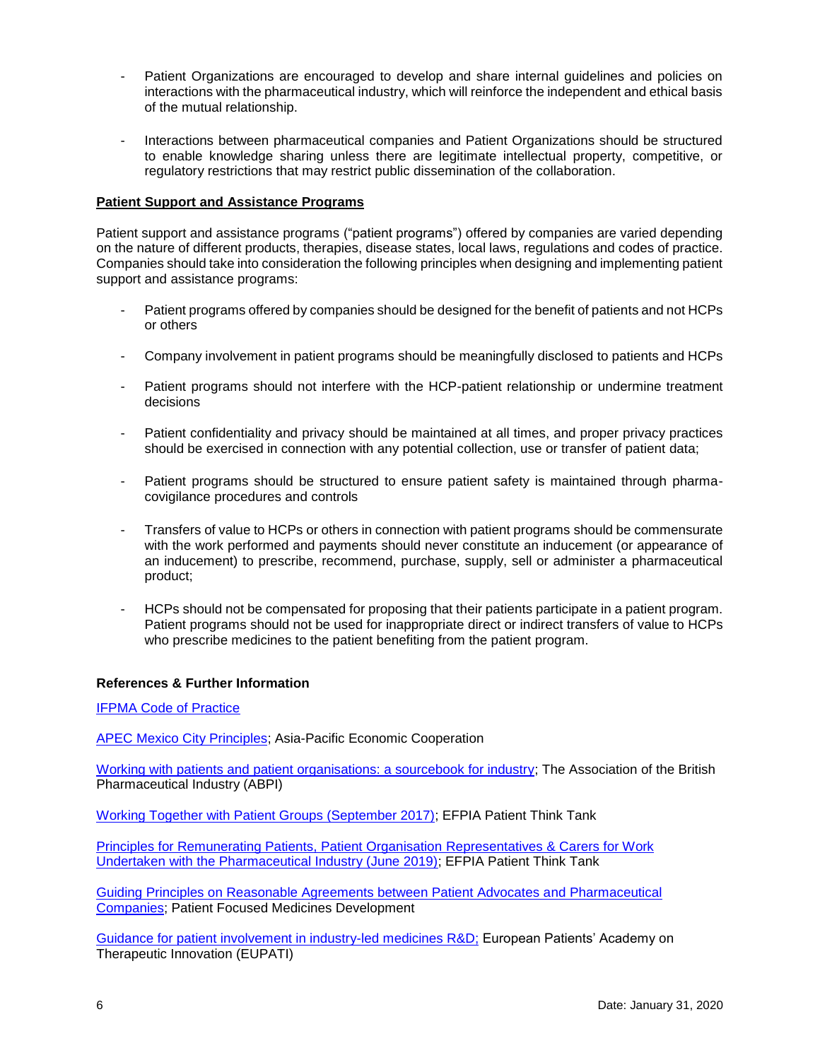- Patient Organizations are encouraged to develop and share internal guidelines and policies on interactions with the pharmaceutical industry, which will reinforce the independent and ethical basis of the mutual relationship.

- Interactions between pharmaceutical companies and Patient Organizations should be structured to enable knowledge sharing unless there are legitimate intellectual property, competitive, or regulatory restrictions that may restrict public dissemination of the collaboration.

**Patient Support and Assistance Programs**

Patient support and assistance programs ("patient programs") offered by companies are varied depending on the nature of different products, therapies, disease states, local laws, regulations and codes of practice. Companies should take into consideration the following principles when designing and implementing patient support and assistance programs:

- Patient programs offered by companies should be designed for the benefit of patients and not HCPs or others

- Company involvement in patient programs should be meaningfully disclosed to patients and HCPs

- Patient programs should not interfere with the HCP-patient relationship or undermine treatment decisions

- Patient confidentiality and privacy should be maintained at all times, and proper privacy practices should be exercised in connection with any potential collection, use or transfer of patient data;

- Patient programs should be structured to ensure patient safety is maintained through pharmacovigilance procedures and controls

- Transfers of value to HCPs or others in connection with patient programs should be commensurate with the work performed and payments should never constitute an inducement (or appearance of an inducement) to prescribe, recommend, purchase, supply, sell or administer a pharmaceutical product;

- HCPs should not be compensated for proposing that their patients participate in a patient program. Patient programs should not be used for inappropriate direct or indirect transfers of value to HCPs who prescribe medicines to the patient benefiting from the patient program.

**References & Further Information**

IFPMA Code of Practice

APEC Mexico City Principles; Asia-Pacific Economic Cooperation

Working with patients and patient organisations: a sourcebook for industry; The Association of the British Pharmaceutical Industry (ABPI)

Working Together with Patient Groups (September 2017); EFPIA Patient Think Tank

Principles for Remunerating Patients, Patient Organisation Representatives & Carers for Work Undertaken with the Pharmaceutical Industry (June 2019); EFPIA Patient Think Tank

Guiding Principles on Reasonable Agreements between Patient Advocates and Pharmaceutical Companies; Patient Focused Medicines Development

Guidance for patient involvement in industry-led medicines R&D; European Patients' Academy on Therapeutic Innovation (EUPATI)

Date: January 31, 2020